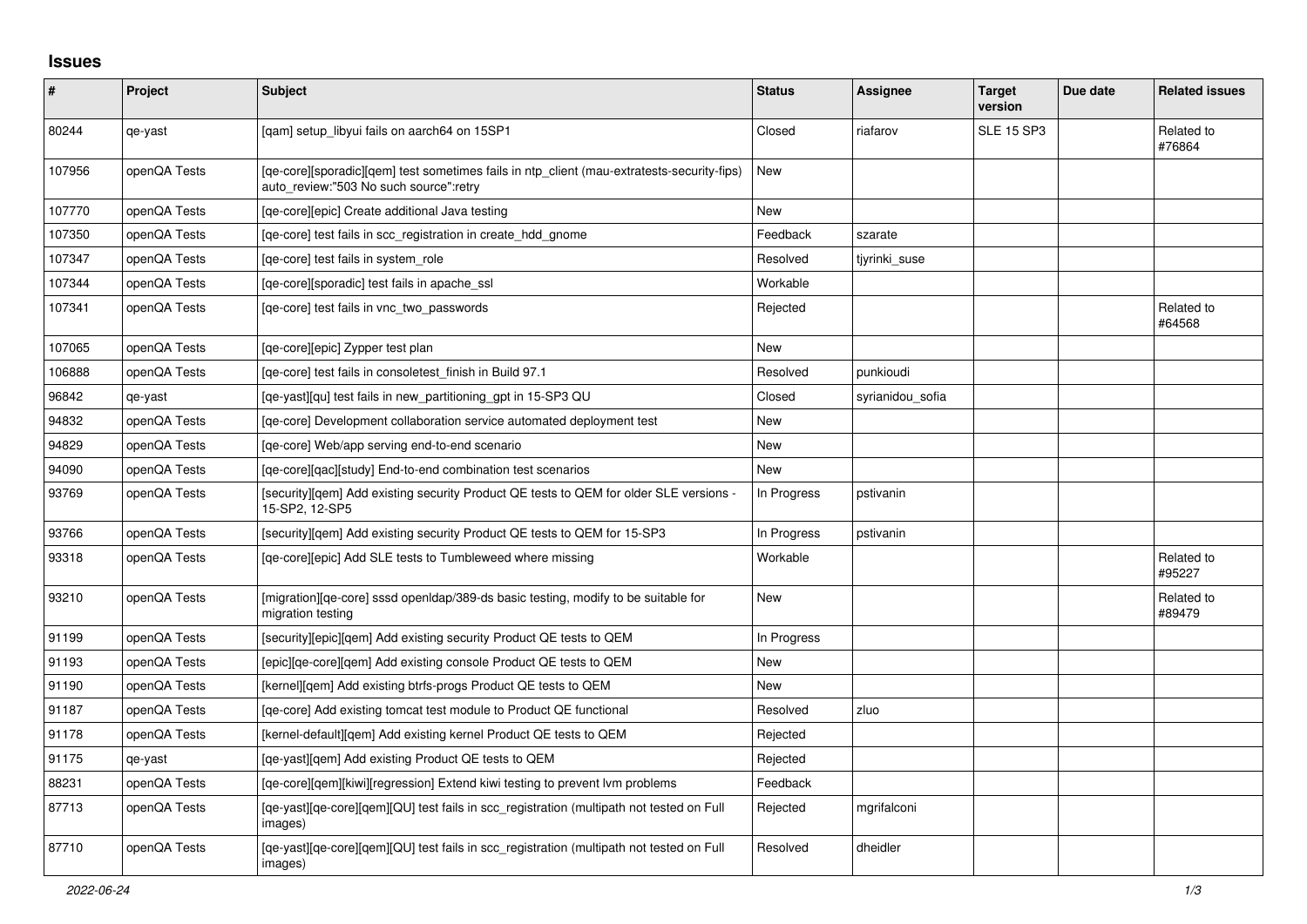## Issues

| # | Project | Subject | Status | Assignee | Target version | Due date | Related issues |
|---|---|---|---|---|---|---|---|
| 80244 | qe-yast | [qam] setup_libyui fails on aarch64 on 15SP1 | Closed | riafarov | SLE 15 SP3 | | Related to #76864 |
| 107956 | openQA Tests | [qe-core][sporadic][qem] test sometimes fails in ntp_client (mau-extratests-security-fips) auto_review:"503 No such source":retry | New | | | | |
| 107770 | openQA Tests | [qe-core][epic] Create additional Java testing | New | | | | |
| 107350 | openQA Tests | [qe-core] test fails in scc_registration in create_hdd_gnome | Feedback | szarate | | | |
| 107347 | openQA Tests | [qe-core] test fails in system_role | Resolved | tjyrinki_suse | | | |
| 107344 | openQA Tests | [qe-core][sporadic] test fails in apache_ssl | Workable | | | | |
| 107341 | openQA Tests | [qe-core] test fails in vnc_two_passwords | Rejected | | | | Related to #64568 |
| 107065 | openQA Tests | [qe-core][epic] Zypper test plan | New | | | | |
| 106888 | openQA Tests | [qe-core] test fails in consoletest_finish in Build 97.1 | Resolved | punkioudi | | | |
| 96842 | qe-yast | [qe-yast][qu] test fails in new_partitioning_gpt in 15-SP3 QU | Closed | syrianidou_sofia | | | |
| 94832 | openQA Tests | [qe-core] Development collaboration service automated deployment test | New | | | | |
| 94829 | openQA Tests | [qe-core] Web/app serving end-to-end scenario | New | | | | |
| 94090 | openQA Tests | [qe-core][qac][study] End-to-end combination test scenarios | New | | | | |
| 93769 | openQA Tests | [security][qem] Add existing security Product QE tests to QEM for older SLE versions - 15-SP2, 12-SP5 | In Progress | pstivanin | | | |
| 93766 | openQA Tests | [security][qem] Add existing security Product QE tests to QEM for 15-SP3 | In Progress | pstivanin | | | |
| 93318 | openQA Tests | [qe-core][epic] Add SLE tests to Tumbleweed where missing | Workable | | | | Related to #95227 |
| 93210 | openQA Tests | [migration][qe-core] sssd openldap/389-ds basic testing, modify to be suitable for migration testing | New | | | | Related to #89479 |
| 91199 | openQA Tests | [security][epic][qem] Add existing security Product QE tests to QEM | In Progress | | | | |
| 91193 | openQA Tests | [epic][qe-core][qem] Add existing console Product QE tests to QEM | New | | | | |
| 91190 | openQA Tests | [kernel][qem] Add existing btrfs-progs Product QE tests to QEM | New | | | | |
| 91187 | openQA Tests | [qe-core] Add existing tomcat test module to Product QE functional | Resolved | zluo | | | |
| 91178 | openQA Tests | [kernel-default][qem] Add existing kernel Product QE tests to QEM | Rejected | | | | |
| 91175 | qe-yast | [qe-yast][qem] Add existing Product QE tests to QEM | Rejected | | | | |
| 88231 | openQA Tests | [qe-core][qem][kiwi][regression] Extend kiwi testing to prevent lvm problems | Feedback | | | | |
| 87713 | openQA Tests | [qe-yast][qe-core][qem][QU] test fails in scc_registration (multipath not tested on Full images) | Rejected | mgrifalconi | | | |
| 87710 | openQA Tests | [qe-yast][qe-core][qem][QU] test fails in scc_registration (multipath not tested on Full images) | Resolved | dheidler | | | |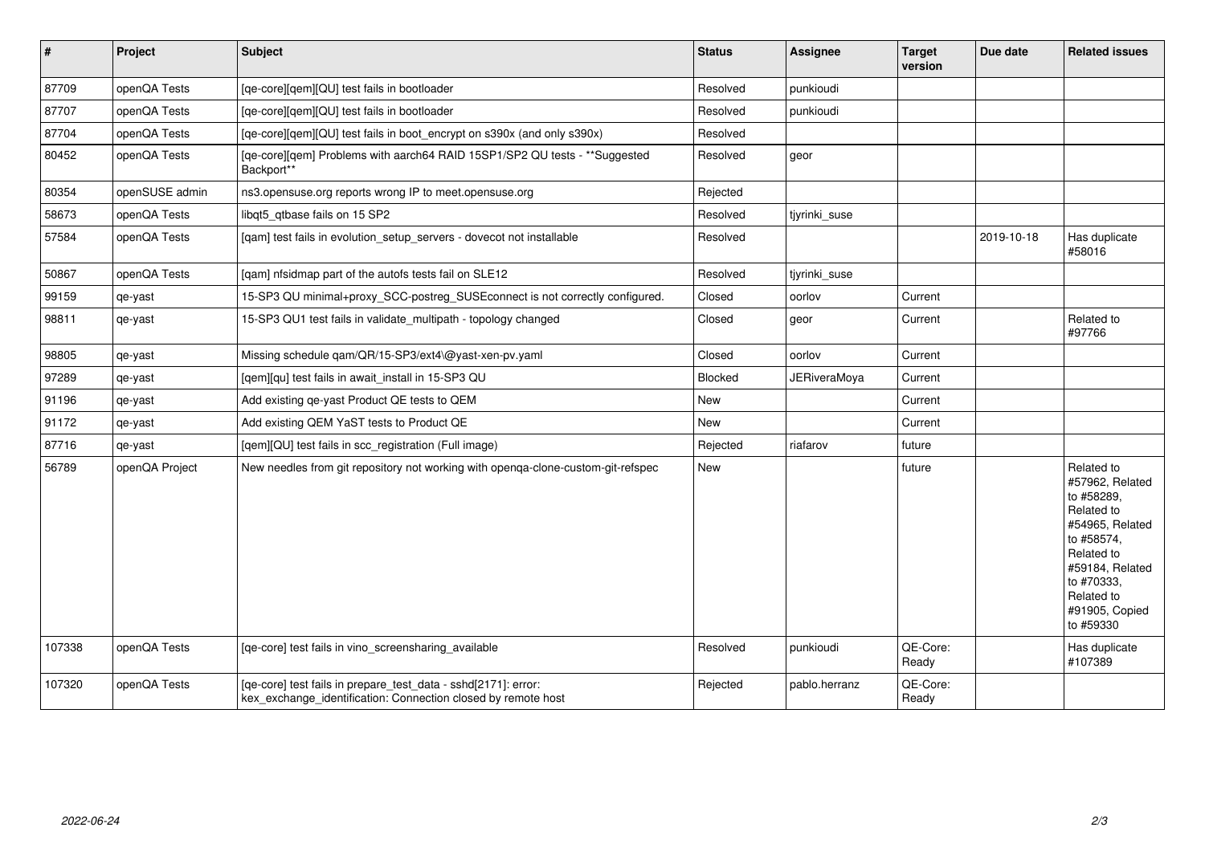| # | Project | Subject | Status | Assignee | Target version | Due date | Related issues |
|---|---|---|---|---|---|---|---|
| 87709 | openQA Tests | [qe-core][qem][QU] test fails in bootloader | Resolved | punkioudi | | | |
| 87707 | openQA Tests | [qe-core][qem][QU] test fails in bootloader | Resolved | punkioudi | | | |
| 87704 | openQA Tests | [qe-core][qem][QU] test fails in boot_encrypt on s390x (and only s390x) | Resolved | | | | |
| 80452 | openQA Tests | [qe-core][qem] Problems with aarch64 RAID 15SP1/SP2 QU tests - **Suggested Backport** | Resolved | geor | | | |
| 80354 | openSUSE admin | ns3.opensuse.org reports wrong IP to meet.opensuse.org | Rejected | | | | |
| 58673 | openQA Tests | libqt5_qtbase fails on 15 SP2 | Resolved | tjyrinki_suse | | | |
| 57584 | openQA Tests | [qam] test fails in evolution_setup_servers - dovecot not installable | Resolved | | | 2019-10-18 | Has duplicate #58016 |
| 50867 | openQA Tests | [qam] nfsidmap part of the autofs tests fail on SLE12 | Resolved | tjyrinki_suse | | | |
| 99159 | qe-yast | 15-SP3 QU minimal+proxy_SCC-postreg_SUSEconnect is not correctly configured. | Closed | oorlov | Current | | |
| 98811 | qe-yast | 15-SP3 QU1 test fails in validate_multipath - topology changed | Closed | geor | Current | | Related to #97766 |
| 98805 | qe-yast | Missing schedule qam/QR/15-SP3/ext4\@yast-xen-pv.yaml | Closed | oorlov | Current | | |
| 97289 | qe-yast | [qem][qu] test fails in await_install in 15-SP3 QU | Blocked | JERiveraMoya | Current | | |
| 91196 | qe-yast | Add existing qe-yast Product QE tests to QEM | New | | Current | | |
| 91172 | qe-yast | Add existing QEM YaST tests to Product QE | New | | Current | | |
| 87716 | qe-yast | [qem][QU] test fails in scc_registration (Full image) | Rejected | riafarov | future | | |
| 56789 | openQA Project | New needles from git repository not working with openqa-clone-custom-git-refspec | New | | future | | Related to #57962, Related to #58289, Related to #54965, Related to #58574, Related to #59184, Related to #70333, Related to #91905, Copied to #59330 |
| 107338 | openQA Tests | [qe-core] test fails in vino_screensharing_available | Resolved | punkioudi | QE-Core: Ready | | Has duplicate #107389 |
| 107320 | openQA Tests | [qe-core] test fails in prepare_test_data - sshd[2171]: error: kex_exchange_identification: Connection closed by remote host | Rejected | pablo.herranz | QE-Core: Ready | | |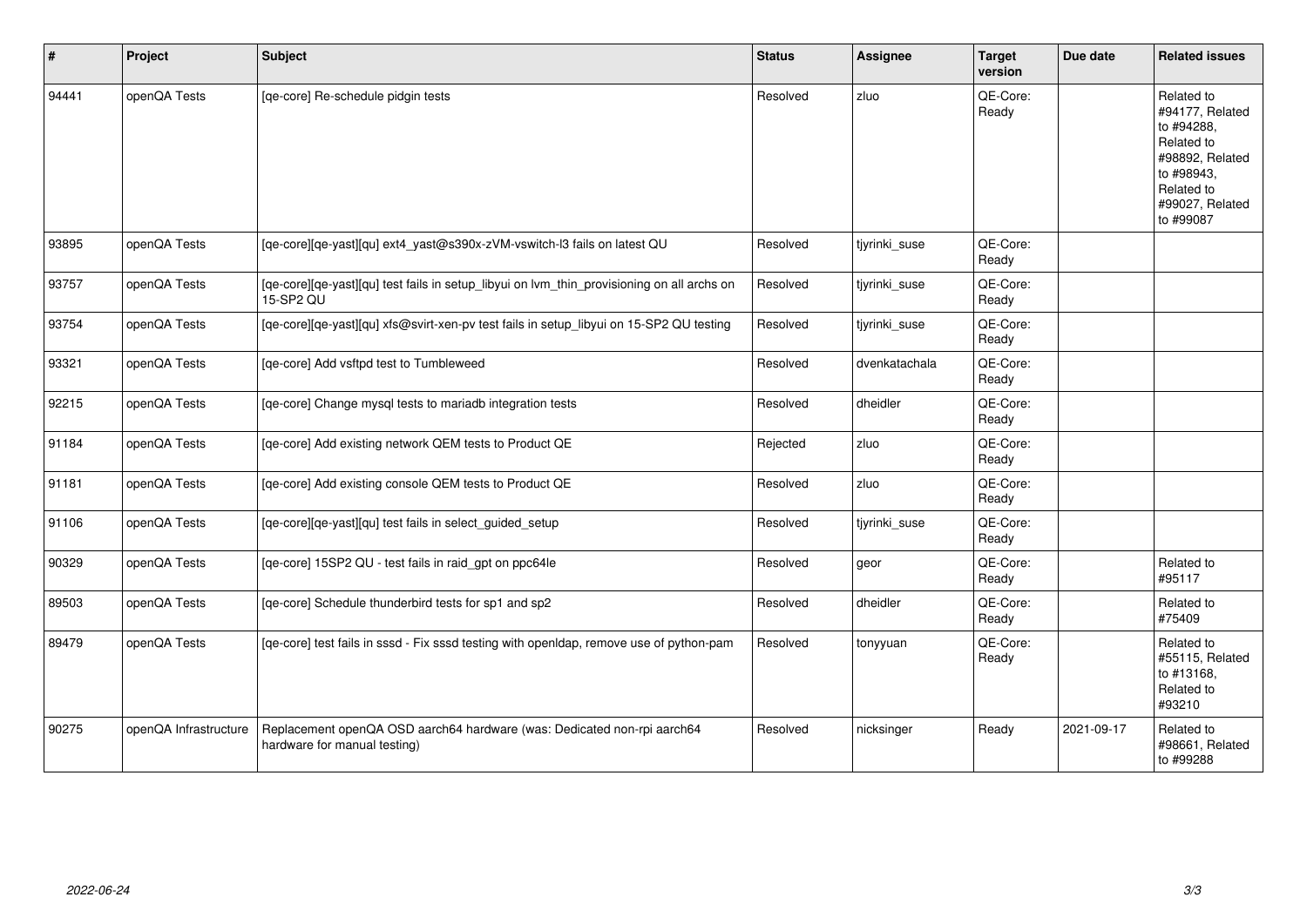| # | Project | Subject | Status | Assignee | Target version | Due date | Related issues |
|---|---|---|---|---|---|---|---|
| 94441 | openQA Tests | [qe-core] Re-schedule pidgin tests | Resolved | zluo | QE-Core: Ready | | Related to #94177, Related to #94288, Related to #98892, Related to #98943, Related to #99027, Related to #99087 |
| 93895 | openQA Tests | [qe-core][qe-yast][qu] ext4_yast@s390x-zVM-vswitch-l3 fails on latest QU | Resolved | tjyrinki_suse | QE-Core: Ready | | |
| 93757 | openQA Tests | [qe-core][qe-yast][qu] test fails in setup_libyui on lvm_thin_provisioning on all archs on 15-SP2 QU | Resolved | tjyrinki_suse | QE-Core: Ready | | |
| 93754 | openQA Tests | [qe-core][qe-yast][qu] xfs@svirt-xen-pv test fails in setup_libyui on 15-SP2 QU testing | Resolved | tjyrinki_suse | QE-Core: Ready | | |
| 93321 | openQA Tests | [qe-core] Add vsftpd test to Tumbleweed | Resolved | dvenkatachala | QE-Core: Ready | | |
| 92215 | openQA Tests | [qe-core] Change mysql tests to mariadb integration tests | Resolved | dheidler | QE-Core: Ready | | |
| 91184 | openQA Tests | [qe-core] Add existing network QEM tests to Product QE | Rejected | zluo | QE-Core: Ready | | |
| 91181 | openQA Tests | [qe-core] Add existing console QEM tests to Product QE | Resolved | zluo | QE-Core: Ready | | |
| 91106 | openQA Tests | [qe-core][qe-yast][qu] test fails in select_guided_setup | Resolved | tjyrinki_suse | QE-Core: Ready | | |
| 90329 | openQA Tests | [qe-core] 15SP2 QU - test fails in raid_gpt on ppc64le | Resolved | geor | QE-Core: Ready | | Related to #95117 |
| 89503 | openQA Tests | [qe-core] Schedule thunderbird tests for sp1 and sp2 | Resolved | dheidler | QE-Core: Ready | | Related to #75409 |
| 89479 | openQA Tests | [qe-core] test fails in sssd - Fix sssd testing with openldap, remove use of python-pam | Resolved | tonyyuan | QE-Core: Ready | | Related to #55115, Related to #13168, Related to #93210 |
| 90275 | openQA Infrastructure | Replacement openQA OSD aarch64 hardware (was: Dedicated non-rpi aarch64 hardware for manual testing) | Resolved | nicksinger | Ready | 2021-09-17 | Related to #98661, Related to #99288 |